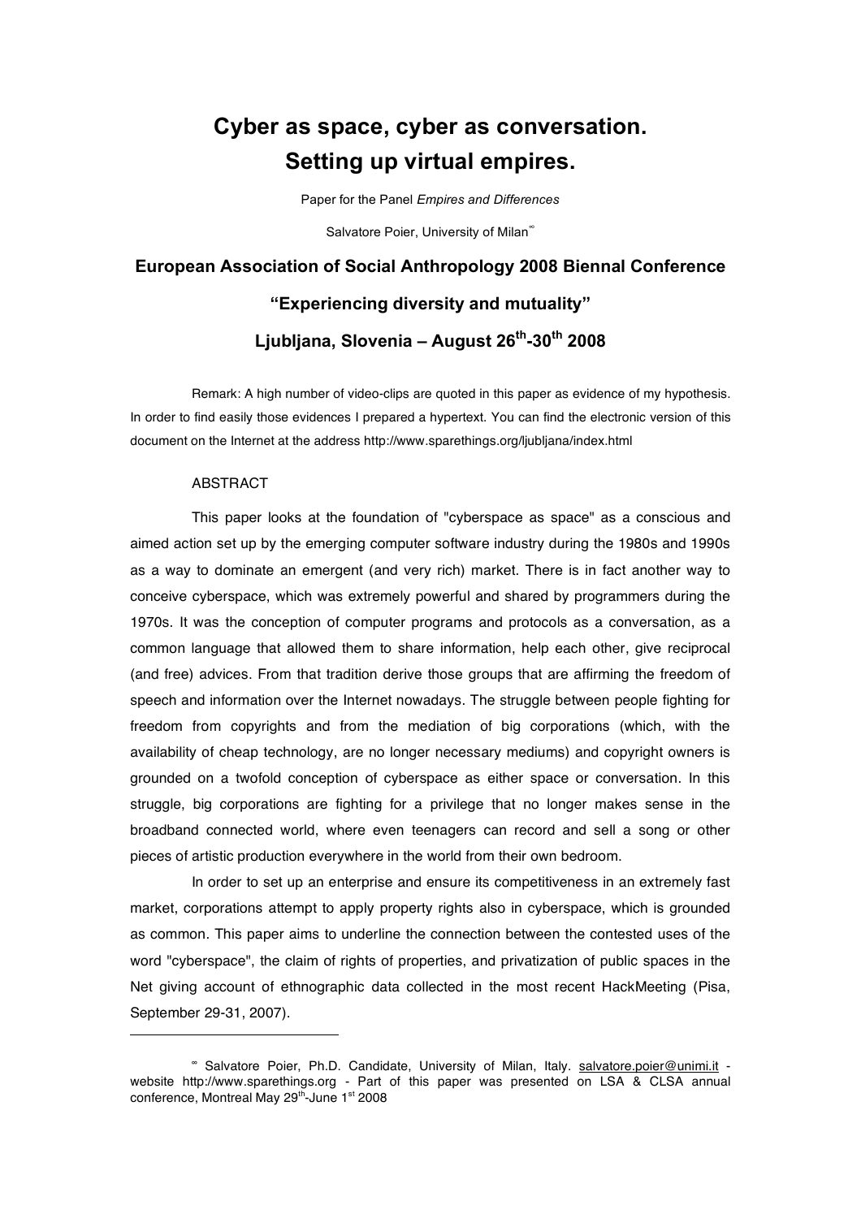# Cyber as space, cyber as conversation. Setting up virtual empires.

Paper for the Panel *Empires and Differences*

Salvatore Poier, University of Milan[∞]

## European Association of Social Anthropology 2008 Biennal Conference

## "Experiencing diversity and mutuality"

## Ljubljana, Slovenia – August 26th-30th 2008

Remark: A high number of video-clips are quoted in this paper as evidence of my hypothesis. In order to find easily those evidences I prepared a hypertext. You can find the electronic version of this document on the Internet at the address http://www.sparethings.org/ljubljana/index.html

ABSTRACT

This paper looks at the foundation of "cyberspace as space" as a conscious and aimed action set up by the emerging computer software industry during the 1980s and 1990s as a way to dominate an emergent (and very rich) market. There is in fact another way to conceive cyberspace, which was extremely powerful and shared by programmers during the 1970s. It was the conception of computer programs and protocols as a conversation, as a common language that allowed them to share information, help each other, give reciprocal (and free) advices. From that tradition derive those groups that are affirming the freedom of speech and information over the Internet nowadays. The struggle between people fighting for freedom from copyrights and from the mediation of big corporations (which, with the availability of cheap technology, are no longer necessary mediums) and copyright owners is grounded on a twofold conception of cyberspace as either space or conversation. In this struggle, big corporations are fighting for a privilege that no longer makes sense in the broadband connected world, where even teenagers can record and sell a song or other pieces of artistic production everywhere in the world from their own bedroom.

In order to set up an enterprise and ensure its competitiveness in an extremely fast market, corporations attempt to apply property rights also in cyberspace, which is grounded as common. This paper aims to underline the connection between the contested uses of the word "cyberspace", the claim of rights of properties, and privatization of public spaces in the Net giving account of ethnographic data collected in the most recent HackMeeting (Pisa, September 29-31, 2007).

---

[∞] Salvatore Poier, Ph.D. Candidate, University of Milan, Italy. salvatore.poier@unimi.it - website http://www.sparethings.org - Part of this paper was presented on LSA & CLSA annual conference, Montreal May 29th-June 1st 2008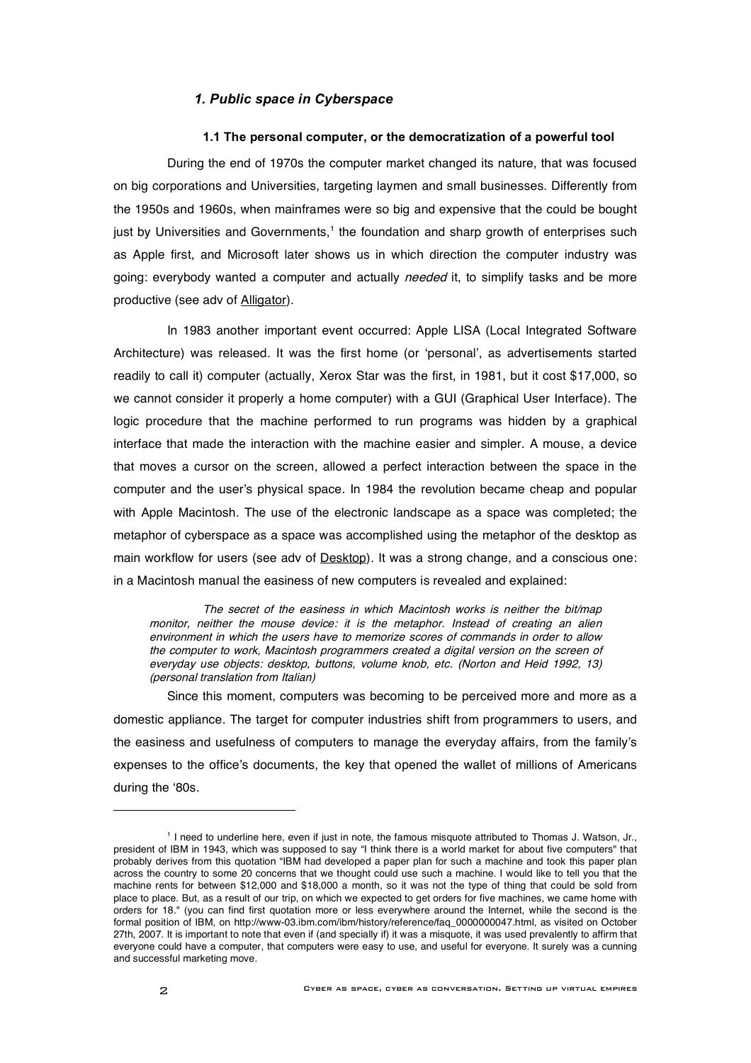## *1. Public space in Cyberspace*

### 1.1 The personal computer, or the democratization of a powerful tool

During the end of 1970s the computer market changed its nature, that was focused on big corporations and Universities, targeting laymen and small businesses. Differently from the 1950s and 1960s, when mainframes were so big and expensive that the could be bought just by Universities and Governments,[1] the foundation and sharp growth of enterprises such as Apple first, and Microsoft later shows us in which direction the computer industry was going: everybody wanted a computer and actually *needed* it, to simplify tasks and be more productive (see adv of Alligator).

In 1983 another important event occurred: Apple LISA (Local Integrated Software Architecture) was released. It was the first home (or 'personal', as advertisements started readily to call it) computer (actually, Xerox Star was the first, in 1981, but it cost $17,000, so we cannot consider it properly a home computer) with a GUI (Graphical User Interface). The logic procedure that the machine performed to run programs was hidden by a graphical interface that made the interaction with the machine easier and simpler. A mouse, a device that moves a cursor on the screen, allowed a perfect interaction between the space in the computer and the user's physical space. In 1984 the revolution became cheap and popular with Apple Macintosh. The use of the electronic landscape as a space was completed; the metaphor of cyberspace as a space was accomplished using the metaphor of the desktop as main workflow for users (see adv of Desktop). It was a strong change, and a conscious one: in a Macintosh manual the easiness of new computers is revealed and explained:

> *The secret of the easiness in which Macintosh works is neither the bit/map monitor, neither the mouse device: it is the metaphor. Instead of creating an alien environment in which the users have to memorize scores of commands in order to allow the computer to work, Macintosh programmers created a digital version on the screen of everyday use objects: desktop, buttons, volume knob, etc. (Norton and Heid 1992, 13) (personal translation from Italian)*

Since this moment, computers was becoming to be perceived more and more as a domestic appliance. The target for computer industries shift from programmers to users, and the easiness and usefulness of computers to manage the everyday affairs, from the family's expenses to the office's documents, the key that opened the wallet of millions of Americans during the '80s.

---

[1] I need to underline here, even if just in note, the famous misquote attributed to Thomas J. Watson, Jr., president of IBM in 1943, which was supposed to say "I think there is a world market for about five computers" that probably derives from this quotation "IBM had developed a paper plan for such a machine and took this paper plan across the country to some 20 concerns that we thought could use such a machine. I would like to tell you that the machine rents for between $12,000 and $18,000 a month, so it was not the type of thing that could be sold from place to place. But, as a result of our trip, on which we expected to get orders for five machines, we came home with orders for 18." (you can find first quotation more or less everywhere around the Internet, while the second is the formal position of IBM, on http://www-03.ibm.com/ibm/history/reference/faq_0000000047.html, as visited on October 27th, 2007. It is important to note that even if (and specially if) it was a misquote, it was used prevalently to affirm that everyone could have a computer, that computers were easy to use, and useful for everyone. It surely was a cunning and successful marketing move.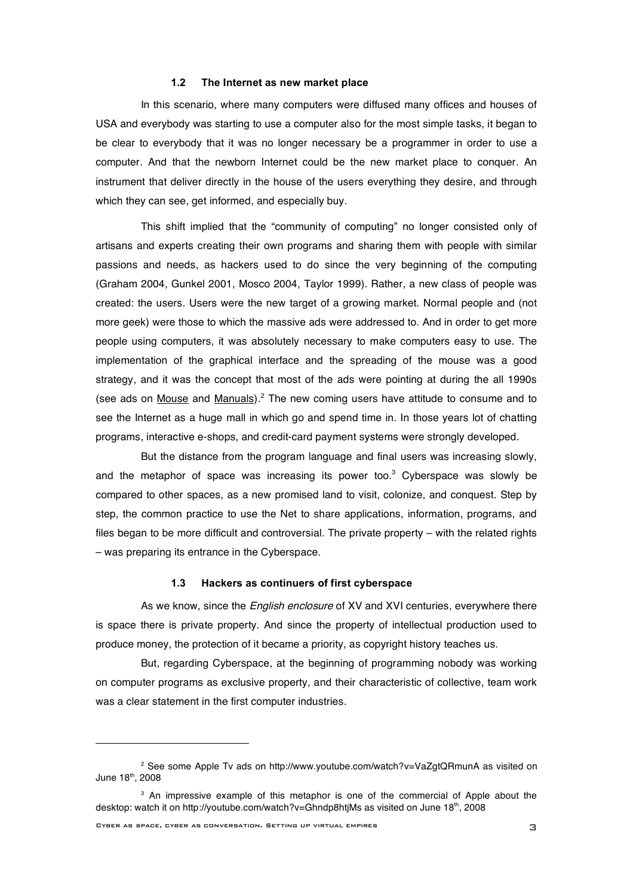### 1.2 The Internet as new market place

In this scenario, where many computers were diffused many offices and houses of USA and everybody was starting to use a computer also for the most simple tasks, it began to be clear to everybody that it was no longer necessary be a programmer in order to use a computer. And that the newborn Internet could be the new market place to conquer. An instrument that deliver directly in the house of the users everything they desire, and through which they can see, get informed, and especially buy.

This shift implied that the "community of computing" no longer consisted only of artisans and experts creating their own programs and sharing them with people with similar passions and needs, as hackers used to do since the very beginning of the computing (Graham 2004, Gunkel 2001, Mosco 2004, Taylor 1999). Rather, a new class of people was created: the users. Users were the new target of a growing market. Normal people and (not more geek) were those to which the massive ads were addressed to. And in order to get more people using computers, it was absolutely necessary to make computers easy to use. The implementation of the graphical interface and the spreading of the mouse was a good strategy, and it was the concept that most of the ads were pointing at during the all 1990s (see ads on Mouse and Manuals).[2] The new coming users have attitude to consume and to see the Internet as a huge mall in which go and spend time in. In those years lot of chatting programs, interactive e-shops, and credit-card payment systems were strongly developed.

But the distance from the program language and final users was increasing slowly, and the metaphor of space was increasing its power too.[3] Cyberspace was slowly be compared to other spaces, as a new promised land to visit, colonize, and conquest. Step by step, the common practice to use the Net to share applications, information, programs, and files began to be more difficult and controversial. The private property – with the related rights – was preparing its entrance in the Cyberspace.

### 1.3 Hackers as continuers of first cyberspace

As we know, since the *English enclosure* of XV and XVI centuries, everywhere there is space there is private property. And since the property of intellectual production used to produce money, the protection of it became a priority, as copyright history teaches us.

But, regarding Cyberspace, at the beginning of programming nobody was working on computer programs as exclusive property, and their characteristic of collective, team work was a clear statement in the first computer industries.

---

[2] See some Apple Tv ads on http://www.youtube.com/watch?v=VaZgtQRmunA as visited on June 18th, 2008

[3] An impressive example of this metaphor is one of the commercial of Apple about the desktop: watch it on http://youtube.com/watch?v=Ghndp8htjMs as visited on June 18th, 2008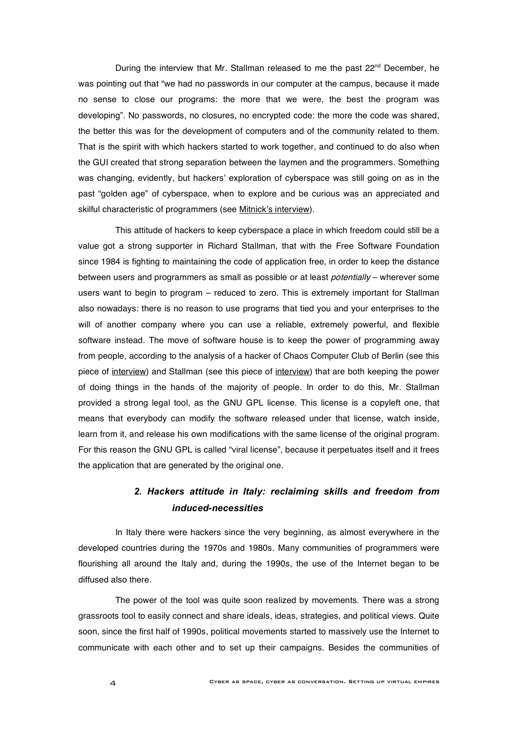During the interview that Mr. Stallman released to me the past 22nd December, he was pointing out that "we had no passwords in our computer at the campus, because it made no sense to close our programs: the more that we were, the best the program was developing". No passwords, no closures, no encrypted code: the more the code was shared, the better this was for the development of computers and of the community related to them. That is the spirit with which hackers started to work together, and continued to do also when the GUI created that strong separation between the laymen and the programmers. Something was changing, evidently, but hackers' exploration of cyberspace was still going on as in the past "golden age" of cyberspace, when to explore and be curious was an appreciated and skilful characteristic of programmers (see Mitnick's interview).

This attitude of hackers to keep cyberspace a place in which freedom could still be a value got a strong supporter in Richard Stallman, that with the Free Software Foundation since 1984 is fighting to maintaining the code of application free, in order to keep the distance between users and programmers as small as possible or at least *potentially* – wherever some users want to begin to program – reduced to zero. This is extremely important for Stallman also nowadays: there is no reason to use programs that tied you and your enterprises to the will of another company where you can use a reliable, extremely powerful, and flexible software instead. The move of software house is to keep the power of programming away from people, according to the analysis of a hacker of Chaos Computer Club of Berlin (see this piece of interview) and Stallman (see this piece of interview) that are both keeping the power of doing things in the hands of the majority of people. In order to do this, Mr. Stallman provided a strong legal tool, as the GNU GPL license. This license is a copyleft one, that means that everybody can modify the software released under that license, watch inside, learn from it, and release his own modifications with the same license of the original program. For this reason the GNU GPL is called "viral license", because it perpetuates itself and it frees the application that are generated by the original one.

## *2. Hackers attitude in Italy: reclaiming skills and freedom from induced-necessities*

In Italy there were hackers since the very beginning, as almost everywhere in the developed countries during the 1970s and 1980s. Many communities of programmers were flourishing all around the Italy and, during the 1990s, the use of the Internet began to be diffused also there.

The power of the tool was quite soon realized by movements. There was a strong grassroots tool to easily connect and share ideals, ideas, strategies, and political views. Quite soon, since the first half of 1990s, political movements started to massively use the Internet to communicate with each other and to set up their campaigns. Besides the communities of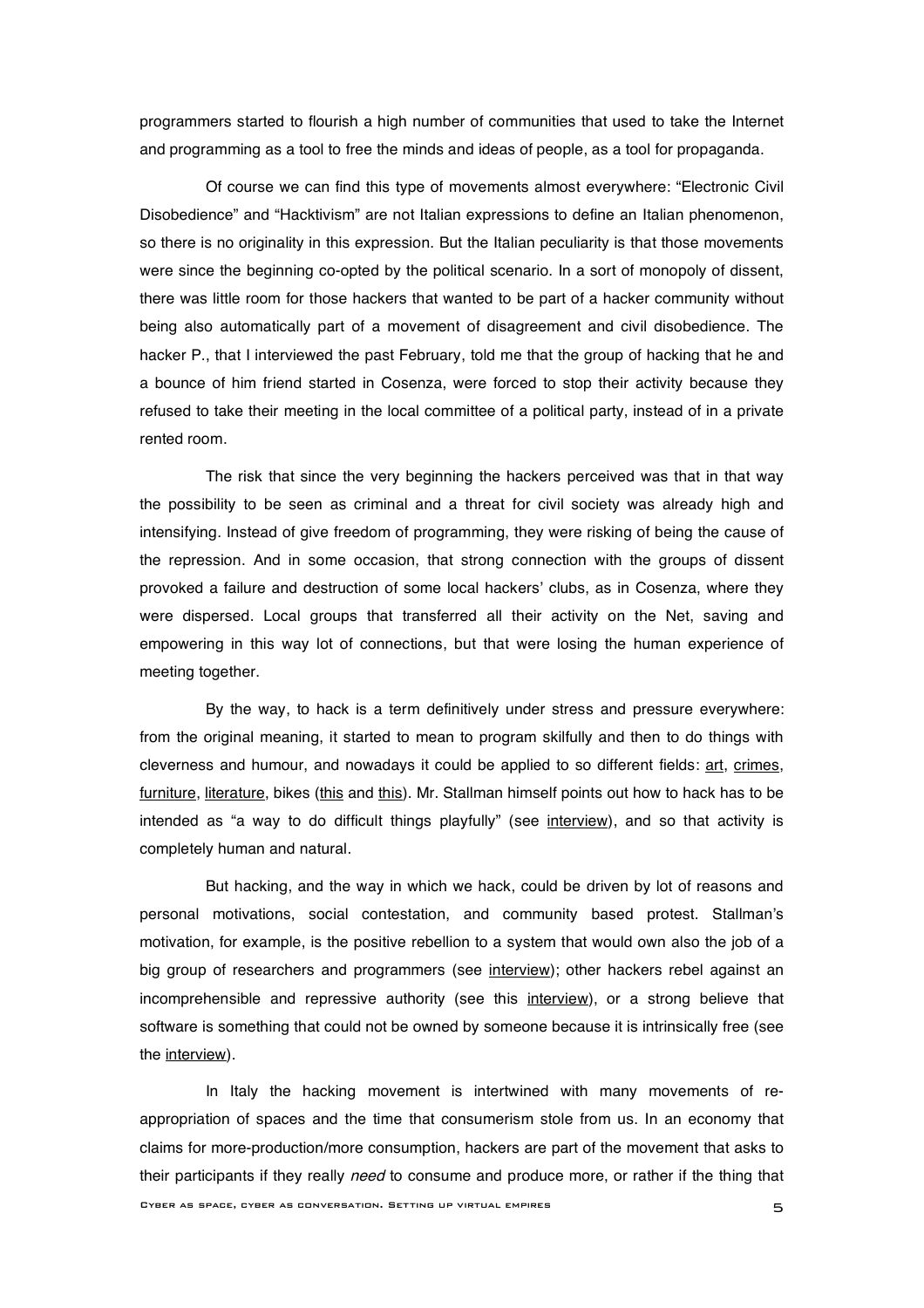programmers started to flourish a high number of communities that used to take the Internet and programming as a tool to free the minds and ideas of people, as a tool for propaganda.

Of course we can find this type of movements almost everywhere: "Electronic Civil Disobedience" and "Hacktivism" are not Italian expressions to define an Italian phenomenon, so there is no originality in this expression. But the Italian peculiarity is that those movements were since the beginning co-opted by the political scenario. In a sort of monopoly of dissent, there was little room for those hackers that wanted to be part of a hacker community without being also automatically part of a movement of disagreement and civil disobedience. The hacker P., that I interviewed the past February, told me that the group of hacking that he and a bounce of him friend started in Cosenza, were forced to stop their activity because they refused to take their meeting in the local committee of a political party, instead of in a private rented room.

The risk that since the very beginning the hackers perceived was that in that way the possibility to be seen as criminal and a threat for civil society was already high and intensifying. Instead of give freedom of programming, they were risking of being the cause of the repression. And in some occasion, that strong connection with the groups of dissent provoked a failure and destruction of some local hackers' clubs, as in Cosenza, where they were dispersed. Local groups that transferred all their activity on the Net, saving and empowering in this way lot of connections, but that were losing the human experience of meeting together.

By the way, to hack is a term definitively under stress and pressure everywhere: from the original meaning, it started to mean to program skilfully and then to do things with cleverness and humour, and nowadays it could be applied to so different fields: art, crimes, furniture, literature, bikes (this and this). Mr. Stallman himself points out how to hack has to be intended as "a way to do difficult things playfully" (see interview), and so that activity is completely human and natural.

But hacking, and the way in which we hack, could be driven by lot of reasons and personal motivations, social contestation, and community based protest. Stallman's motivation, for example, is the positive rebellion to a system that would own also the job of a big group of researchers and programmers (see interview); other hackers rebel against an incomprehensible and repressive authority (see this interview), or a strong believe that software is something that could not be owned by someone because it is intrinsically free (see the interview).

In Italy the hacking movement is intertwined with many movements of re-appropriation of spaces and the time that consumerism stole from us. In an economy that claims for more-production/more consumption, hackers are part of the movement that asks to their participants if they really *need* to consume and produce more, or rather if the thing that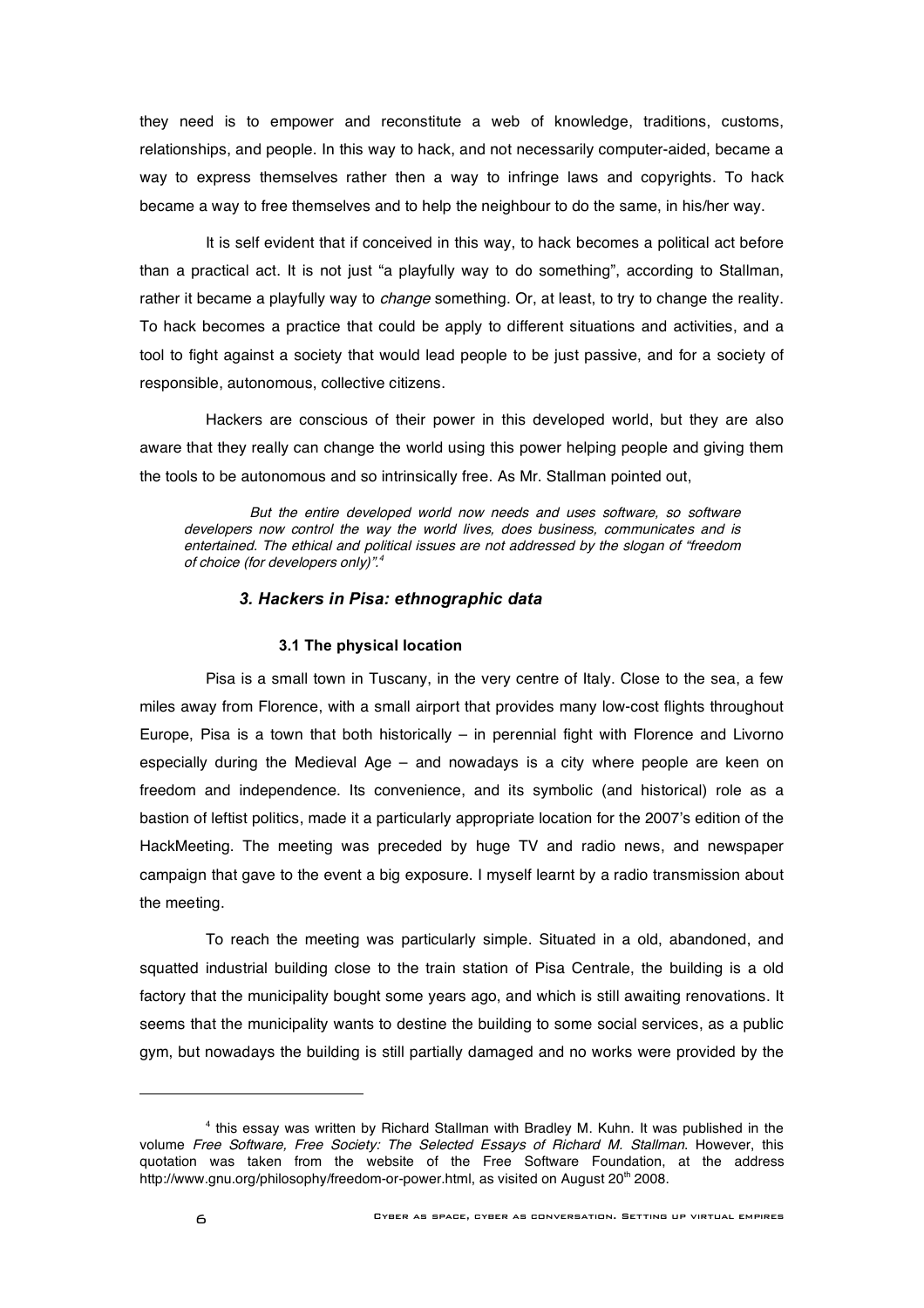they need is to empower and reconstitute a web of knowledge, traditions, customs, relationships, and people. In this way to hack, and not necessarily computer-aided, became a way to express themselves rather then a way to infringe laws and copyrights. To hack became a way to free themselves and to help the neighbour to do the same, in his/her way.

It is self evident that if conceived in this way, to hack becomes a political act before than a practical act. It is not just "a playfully way to do something", according to Stallman, rather it became a playfully way to *change* something. Or, at least, to try to change the reality. To hack becomes a practice that could be apply to different situations and activities, and a tool to fight against a society that would lead people to be just passive, and for a society of responsible, autonomous, collective citizens.

Hackers are conscious of their power in this developed world, but they are also aware that they really can change the world using this power helping people and giving them the tools to be autonomous and so intrinsically free. As Mr. Stallman pointed out,

> *But the entire developed world now needs and uses software, so software developers now control the way the world lives, does business, communicates and is entertained. The ethical and political issues are not addressed by the slogan of "freedom of choice (for developers only)".*[4]

### *3. Hackers in Pisa: ethnographic data*

#### **3.1 The physical location**

Pisa is a small town in Tuscany, in the very centre of Italy. Close to the sea, a few miles away from Florence, with a small airport that provides many low-cost flights throughout Europe, Pisa is a town that both historically – in perennial fight with Florence and Livorno especially during the Medieval Age – and nowadays is a city where people are keen on freedom and independence. Its convenience, and its symbolic (and historical) role as a bastion of leftist politics, made it a particularly appropriate location for the 2007's edition of the HackMeeting. The meeting was preceded by huge TV and radio news, and newspaper campaign that gave to the event a big exposure. I myself learnt by a radio transmission about the meeting.

To reach the meeting was particularly simple. Situated in a old, abandoned, and squatted industrial building close to the train station of Pisa Centrale, the building is a old factory that the municipality bought some years ago, and which is still awaiting renovations. It seems that the municipality wants to destine the building to some social services, as a public gym, but nowadays the building is still partially damaged and no works were provided by the

---

[4] this essay was written by Richard Stallman with Bradley M. Kuhn. It was published in the volume *Free Software, Free Society: The Selected Essays of Richard M. Stallman*. However, this quotation was taken from the website of the Free Software Foundation, at the address http://www.gnu.org/philosophy/freedom-or-power.html, as visited on August 20th 2008.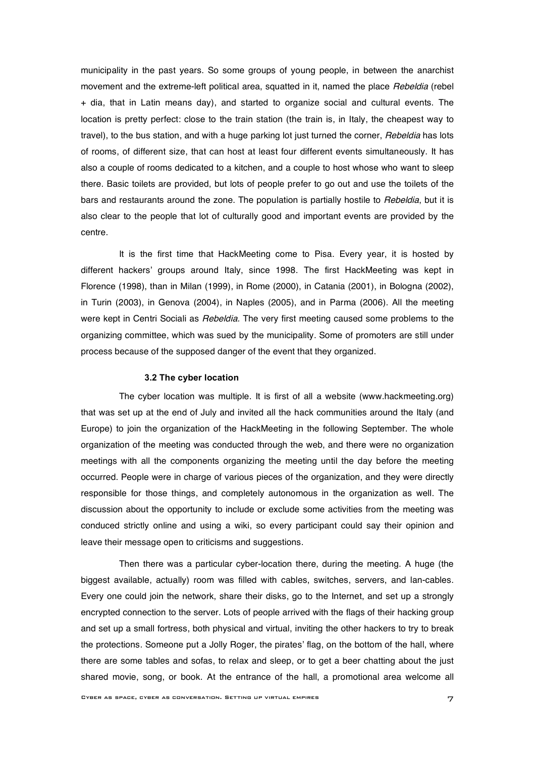municipality in the past years. So some groups of young people, in between the anarchist movement and the extreme-left political area, squatted in it, named the place *Rebeldia* (rebel + dia, that in Latin means day), and started to organize social and cultural events. The location is pretty perfect: close to the train station (the train is, in Italy, the cheapest way to travel), to the bus station, and with a huge parking lot just turned the corner, *Rebeldia* has lots of rooms, of different size, that can host at least four different events simultaneously. It has also a couple of rooms dedicated to a kitchen, and a couple to host whose who want to sleep there. Basic toilets are provided, but lots of people prefer to go out and use the toilets of the bars and restaurants around the zone. The population is partially hostile to *Rebeldia*, but it is also clear to the people that lot of culturally good and important events are provided by the centre.

It is the first time that HackMeeting come to Pisa. Every year, it is hosted by different hackers' groups around Italy, since 1998. The first HackMeeting was kept in Florence (1998), than in Milan (1999), in Rome (2000), in Catania (2001), in Bologna (2002), in Turin (2003), in Genova (2004), in Naples (2005), and in Parma (2006). All the meeting were kept in Centri Sociali as *Rebeldia*. The very first meeting caused some problems to the organizing committee, which was sued by the municipality. Some of promoters are still under process because of the supposed danger of the event that they organized.

### 3.2 The cyber location

The cyber location was multiple. It is first of all a website (www.hackmeeting.org) that was set up at the end of July and invited all the hack communities around the Italy (and Europe) to join the organization of the HackMeeting in the following September. The whole organization of the meeting was conducted through the web, and there were no organization meetings with all the components organizing the meeting until the day before the meeting occurred. People were in charge of various pieces of the organization, and they were directly responsible for those things, and completely autonomous in the organization as well. The discussion about the opportunity to include or exclude some activities from the meeting was conduced strictly online and using a wiki, so every participant could say their opinion and leave their message open to criticisms and suggestions.

Then there was a particular cyber-location there, during the meeting. A huge (the biggest available, actually) room was filled with cables, switches, servers, and lan-cables. Every one could join the network, share their disks, go to the Internet, and set up a strongly encrypted connection to the server. Lots of people arrived with the flags of their hacking group and set up a small fortress, both physical and virtual, inviting the other hackers to try to break the protections. Someone put a Jolly Roger, the pirates' flag, on the bottom of the hall, where there are some tables and sofas, to relax and sleep, or to get a beer chatting about the just shared movie, song, or book. At the entrance of the hall, a promotional area welcome all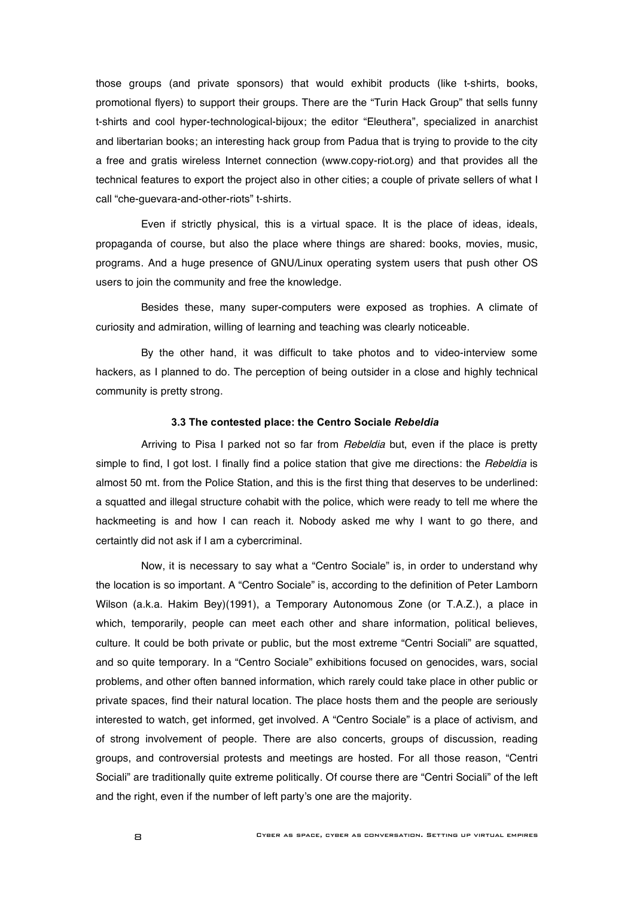those groups (and private sponsors) that would exhibit products (like t-shirts, books, promotional flyers) to support their groups. There are the "Turin Hack Group" that sells funny t-shirts and cool hyper-technological-bijoux; the editor "Eleuthera", specialized in anarchist and libertarian books; an interesting hack group from Padua that is trying to provide to the city a free and gratis wireless Internet connection (www.copy-riot.org) and that provides all the technical features to export the project also in other cities; a couple of private sellers of what I call "che-guevara-and-other-riots" t-shirts.

Even if strictly physical, this is a virtual space. It is the place of ideas, ideals, propaganda of course, but also the place where things are shared: books, movies, music, programs. And a huge presence of GNU/Linux operating system users that push other OS users to join the community and free the knowledge.

Besides these, many super-computers were exposed as trophies. A climate of curiosity and admiration, willing of learning and teaching was clearly noticeable.

By the other hand, it was difficult to take photos and to video-interview some hackers, as I planned to do. The perception of being outsider in a close and highly technical community is pretty strong.

### 3.3 The contested place: the Centro Sociale *Rebeldia*

Arriving to Pisa I parked not so far from *Rebeldia* but, even if the place is pretty simple to find, I got lost. I finally find a police station that give me directions: the *Rebeldia* is almost 50 mt. from the Police Station, and this is the first thing that deserves to be underlined: a squatted and illegal structure cohabit with the police, which were ready to tell me where the hackmeeting is and how I can reach it. Nobody asked me why I want to go there, and certaintly did not ask if I am a cybercriminal.

Now, it is necessary to say what a "Centro Sociale" is, in order to understand why the location is so important. A "Centro Sociale" is, according to the definition of Peter Lamborn Wilson (a.k.a. Hakim Bey)(1991), a Temporary Autonomous Zone (or T.A.Z.), a place in which, temporarily, people can meet each other and share information, political believes, culture. It could be both private or public, but the most extreme "Centri Sociali" are squatted, and so quite temporary. In a "Centro Sociale" exhibitions focused on genocides, wars, social problems, and other often banned information, which rarely could take place in other public or private spaces, find their natural location. The place hosts them and the people are seriously interested to watch, get informed, get involved. A "Centro Sociale" is a place of activism, and of strong involvement of people. There are also concerts, groups of discussion, reading groups, and controversial protests and meetings are hosted. For all those reason, "Centri Sociali" are traditionally quite extreme politically. Of course there are "Centri Sociali" of the left and the right, even if the number of left party's one are the majority.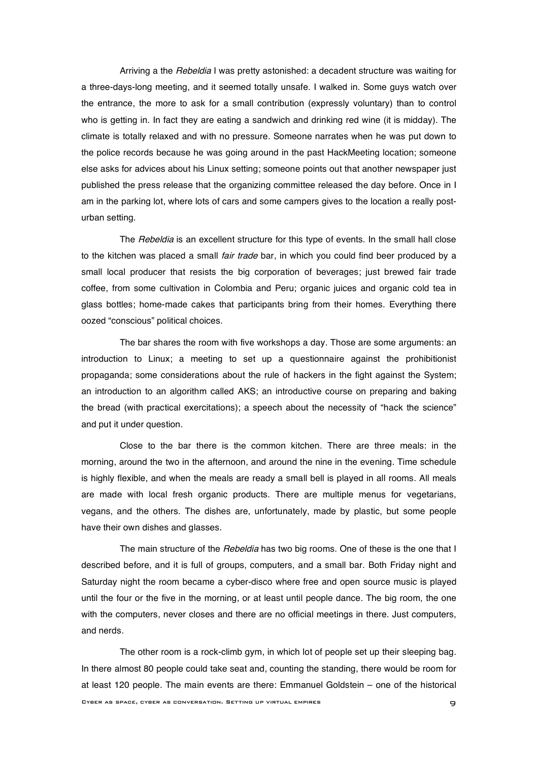Arriving a the *Rebeldia* I was pretty astonished: a decadent structure was waiting for a three-days-long meeting, and it seemed totally unsafe. I walked in. Some guys watch over the entrance, the more to ask for a small contribution (expressly voluntary) than to control who is getting in. In fact they are eating a sandwich and drinking red wine (it is midday). The climate is totally relaxed and with no pressure. Someone narrates when he was put down to the police records because he was going around in the past HackMeeting location; someone else asks for advices about his Linux setting; someone points out that another newspaper just published the press release that the organizing committee released the day before. Once in I am in the parking lot, where lots of cars and some campers gives to the location a really post-urban setting.

The *Rebeldia* is an excellent structure for this type of events. In the small hall close to the kitchen was placed a small *fair trade* bar, in which you could find beer produced by a small local producer that resists the big corporation of beverages; just brewed fair trade coffee, from some cultivation in Colombia and Peru; organic juices and organic cold tea in glass bottles; home-made cakes that participants bring from their homes. Everything there oozed "conscious" political choices.

The bar shares the room with five workshops a day. Those are some arguments: an introduction to Linux; a meeting to set up a questionnaire against the prohibitionist propaganda; some considerations about the rule of hackers in the fight against the System; an introduction to an algorithm called AKS; an introductive course on preparing and baking the bread (with practical exercitations); a speech about the necessity of "hack the science" and put it under question.

Close to the bar there is the common kitchen. There are three meals: in the morning, around the two in the afternoon, and around the nine in the evening. Time schedule is highly flexible, and when the meals are ready a small bell is played in all rooms. All meals are made with local fresh organic products. There are multiple menus for vegetarians, vegans, and the others. The dishes are, unfortunately, made by plastic, but some people have their own dishes and glasses.

The main structure of the *Rebeldia* has two big rooms. One of these is the one that I described before, and it is full of groups, computers, and a small bar. Both Friday night and Saturday night the room became a cyber-disco where free and open source music is played until the four or the five in the morning, or at least until people dance. The big room, the one with the computers, never closes and there are no official meetings in there. Just computers, and nerds.

The other room is a rock-climb gym, in which lot of people set up their sleeping bag. In there almost 80 people could take seat and, counting the standing, there would be room for at least 120 people. The main events are there: Emmanuel Goldstein – one of the historical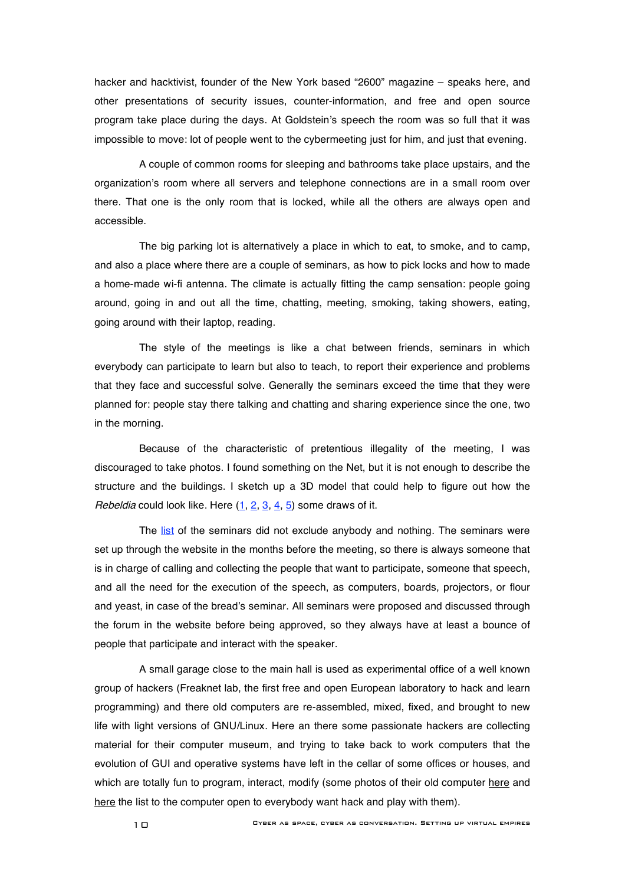hacker and hacktivist, founder of the New York based "2600" magazine – speaks here, and other presentations of security issues, counter-information, and free and open source program take place during the days. At Goldstein's speech the room was so full that it was impossible to move: lot of people went to the cybermeeting just for him, and just that evening.

A couple of common rooms for sleeping and bathrooms take place upstairs, and the organization's room where all servers and telephone connections are in a small room over there. That one is the only room that is locked, while all the others are always open and accessible.

The big parking lot is alternatively a place in which to eat, to smoke, and to camp, and also a place where there are a couple of seminars, as how to pick locks and how to made a home-made wi-fi antenna. The climate is actually fitting the camp sensation: people going around, going in and out all the time, chatting, meeting, smoking, taking showers, eating, going around with their laptop, reading.

The style of the meetings is like a chat between friends, seminars in which everybody can participate to learn but also to teach, to report their experience and problems that they face and successful solve. Generally the seminars exceed the time that they were planned for: people stay there talking and chatting and sharing experience since the one, two in the morning.

Because of the characteristic of pretentious illegality of the meeting, I was discouraged to take photos. I found something on the Net, but it is not enough to describe the structure and the buildings. I sketch up a 3D model that could help to figure out how the *Rebeldia* could look like. Here (1, 2, 3, 4, 5) some draws of it.

The list of the seminars did not exclude anybody and nothing. The seminars were set up through the website in the months before the meeting, so there is always someone that is in charge of calling and collecting the people that want to participate, someone that speech, and all the need for the execution of the speech, as computers, boards, projectors, or flour and yeast, in case of the bread's seminar. All seminars were proposed and discussed through the forum in the website before being approved, so they always have at least a bounce of people that participate and interact with the speaker.

A small garage close to the main hall is used as experimental office of a well known group of hackers (Freaknet lab, the first free and open European laboratory to hack and learn programming) and there old computers are re-assembled, mixed, fixed, and brought to new life with light versions of GNU/Linux. Here an there some passionate hackers are collecting material for their computer museum, and trying to take back to work computers that the evolution of GUI and operative systems have left in the cellar of some offices or houses, and which are totally fun to program, interact, modify (some photos of their old computer here and here the list to the computer open to everybody want hack and play with them).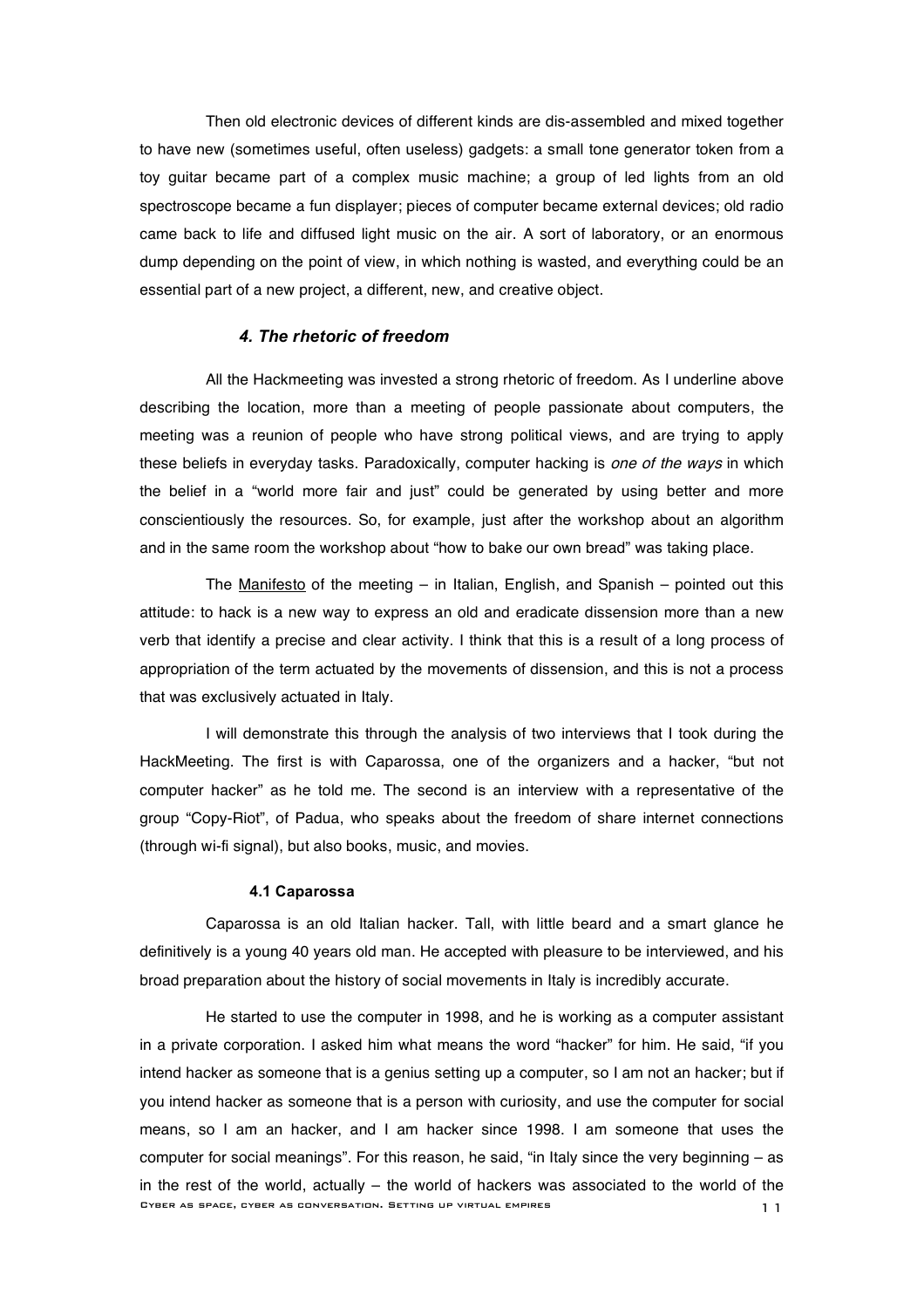Then old electronic devices of different kinds are dis-assembled and mixed together to have new (sometimes useful, often useless) gadgets: a small tone generator token from a toy guitar became part of a complex music machine; a group of led lights from an old spectroscope became a fun displayer; pieces of computer became external devices; old radio came back to life and diffused light music on the air. A sort of laboratory, or an enormous dump depending on the point of view, in which nothing is wasted, and everything could be an essential part of a new project, a different, new, and creative object.

### *4. The rhetoric of freedom*

All the Hackmeeting was invested a strong rhetoric of freedom. As I underline above describing the location, more than a meeting of people passionate about computers, the meeting was a reunion of people who have strong political views, and are trying to apply these beliefs in everyday tasks. Paradoxically, computer hacking is *one of the ways* in which the belief in a "world more fair and just" could be generated by using better and more conscientiously the resources. So, for example, just after the workshop about an algorithm and in the same room the workshop about "how to bake our own bread" was taking place.

The <u>Manifesto</u> of the meeting – in Italian, English, and Spanish – pointed out this attitude: to hack is a new way to express an old and eradicate dissension more than a new verb that identify a precise and clear activity. I think that this is a result of a long process of appropriation of the term actuated by the movements of dissension, and this is not a process that was exclusively actuated in Italy.

I will demonstrate this through the analysis of two interviews that I took during the HackMeeting. The first is with Caparossa, one of the organizers and a hacker, "but not computer hacker" as he told me. The second is an interview with a representative of the group "Copy-Riot", of Padua, who speaks about the freedom of share internet connections (through wi-fi signal), but also books, music, and movies.

#### 4.1 Caparossa

Caparossa is an old Italian hacker. Tall, with little beard and a smart glance he definitively is a young 40 years old man. He accepted with pleasure to be interviewed, and his broad preparation about the history of social movements in Italy is incredibly accurate.

He started to use the computer in 1998, and he is working as a computer assistant in a private corporation. I asked him what means the word "hacker" for him. He said, "if you intend hacker as someone that is a genius setting up a computer, so I am not an hacker; but if you intend hacker as someone that is a person with curiosity, and use the computer for social means, so I am an hacker, and I am hacker since 1998. I am someone that uses the computer for social meanings". For this reason, he said, "in Italy since the very beginning – as in the rest of the world, actually – the world of hackers was associated to the world of the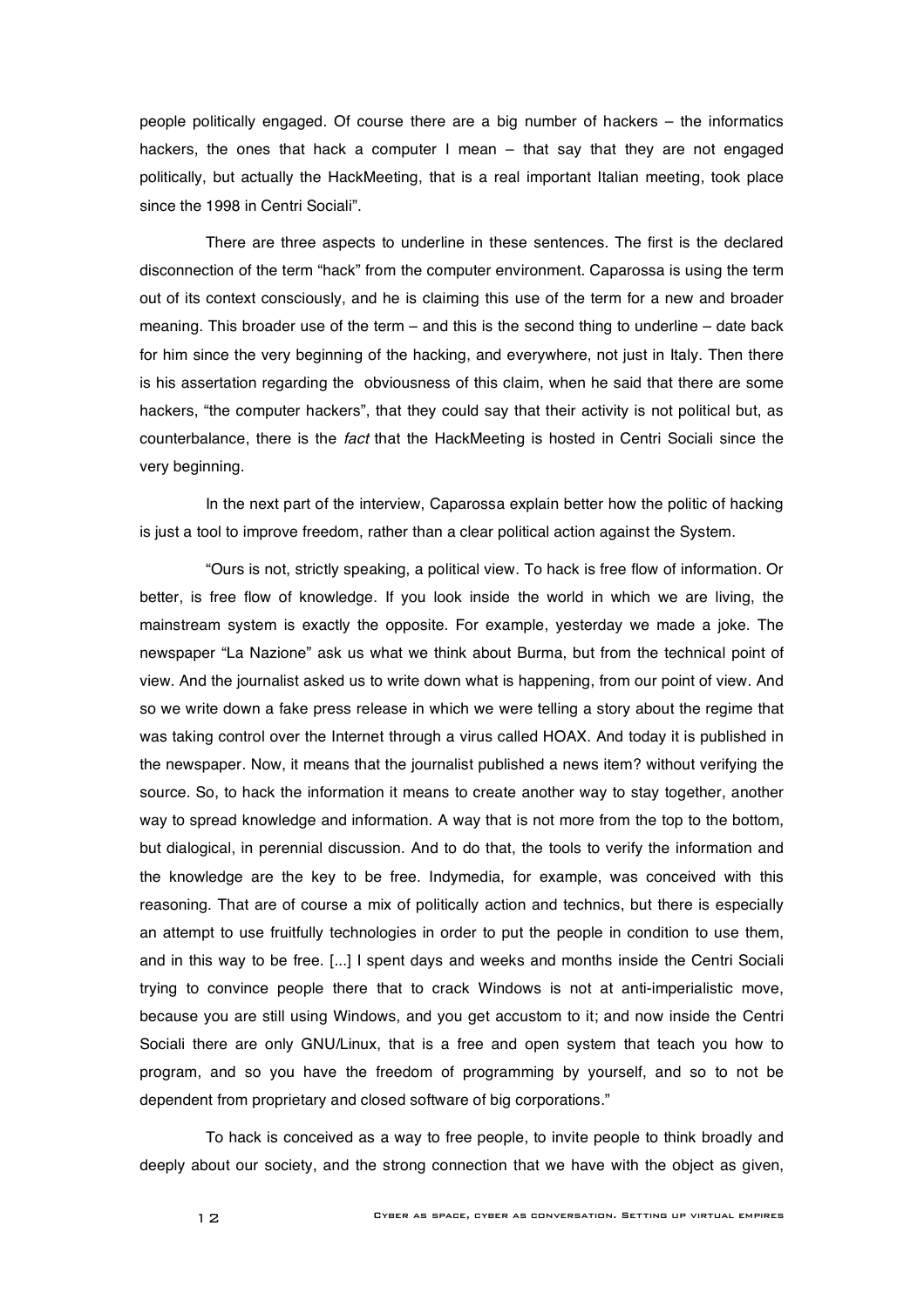people politically engaged. Of course there are a big number of hackers – the informatics hackers, the ones that hack a computer I mean – that say that they are not engaged politically, but actually the HackMeeting, that is a real important Italian meeting, took place since the 1998 in Centri Sociali".

There are three aspects to underline in these sentences. The first is the declared disconnection of the term "hack" from the computer environment. Caparossa is using the term out of its context consciously, and he is claiming this use of the term for a new and broader meaning. This broader use of the term – and this is the second thing to underline – date back for him since the very beginning of the hacking, and everywhere, not just in Italy. Then there is his assertation regarding the obviousness of this claim, when he said that there are some hackers, "the computer hackers", that they could say that their activity is not political but, as counterbalance, there is the *fact* that the HackMeeting is hosted in Centri Sociali since the very beginning.

In the next part of the interview, Caparossa explain better how the politic of hacking is just a tool to improve freedom, rather than a clear political action against the System.

"Ours is not, strictly speaking, a political view. To hack is free flow of information. Or better, is free flow of knowledge. If you look inside the world in which we are living, the mainstream system is exactly the opposite. For example, yesterday we made a joke. The newspaper "La Nazione" ask us what we think about Burma, but from the technical point of view. And the journalist asked us to write down what is happening, from our point of view. And so we write down a fake press release in which we were telling a story about the regime that was taking control over the Internet through a virus called HOAX. And today it is published in the newspaper. Now, it means that the journalist published a news item? without verifying the source. So, to hack the information it means to create another way to stay together, another way to spread knowledge and information. A way that is not more from the top to the bottom, but dialogical, in perennial discussion. And to do that, the tools to verify the information and the knowledge are the key to be free. Indymedia, for example, was conceived with this reasoning. That are of course a mix of politically action and technics, but there is especially an attempt to use fruitfully technologies in order to put the people in condition to use them, and in this way to be free. [...] I spent days and weeks and months inside the Centri Sociali trying to convince people there that to crack Windows is not at anti-imperialistic move, because you are still using Windows, and you get accustom to it; and now inside the Centri Sociali there are only GNU/Linux, that is a free and open system that teach you how to program, and so you have the freedom of programming by yourself, and so to not be dependent from proprietary and closed software of big corporations."

To hack is conceived as a way to free people, to invite people to think broadly and deeply about our society, and the strong connection that we have with the object as given,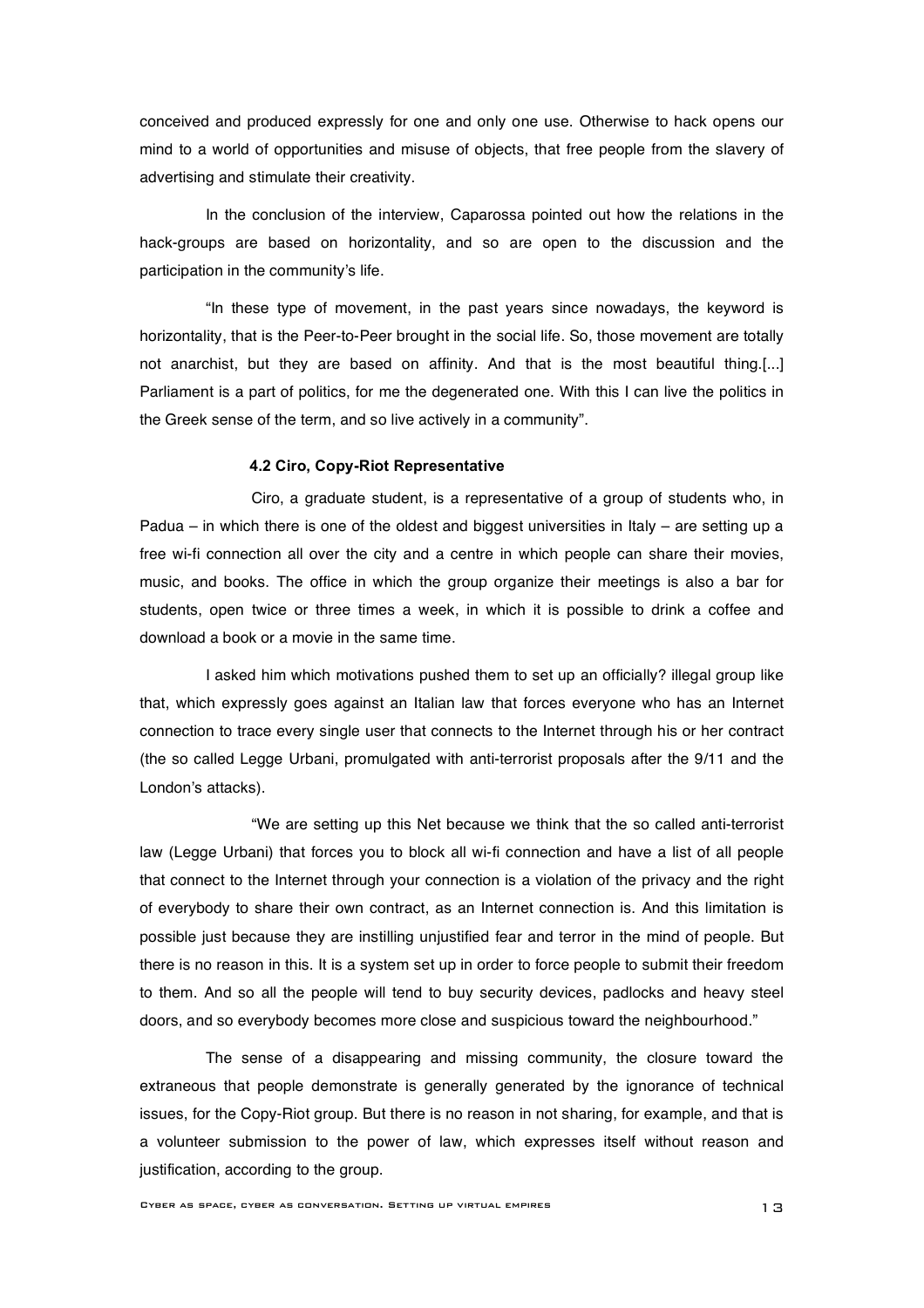conceived and produced expressly for one and only one use. Otherwise to hack opens our mind to a world of opportunities and misuse of objects, that free people from the slavery of advertising and stimulate their creativity.

In the conclusion of the interview, Caparossa pointed out how the relations in the hack-groups are based on horizontality, and so are open to the discussion and the participation in the community's life.

"In these type of movement, in the past years since nowadays, the keyword is horizontality, that is the Peer-to-Peer brought in the social life. So, those movement are totally not anarchist, but they are based on affinity. And that is the most beautiful thing.[...] Parliament is a part of politics, for me the degenerated one. With this I can live the politics in the Greek sense of the term, and so live actively in a community".

#### 4.2 Ciro, Copy-Riot Representative

Ciro, a graduate student, is a representative of a group of students who, in Padua – in which there is one of the oldest and biggest universities in Italy – are setting up a free wi-fi connection all over the city and a centre in which people can share their movies, music, and books. The office in which the group organize their meetings is also a bar for students, open twice or three times a week, in which it is possible to drink a coffee and download a book or a movie in the same time.

I asked him which motivations pushed them to set up an officially? illegal group like that, which expressly goes against an Italian law that forces everyone who has an Internet connection to trace every single user that connects to the Internet through his or her contract (the so called Legge Urbani, promulgated with anti-terrorist proposals after the 9/11 and the London's attacks).

"We are setting up this Net because we think that the so called anti-terrorist law (Legge Urbani) that forces you to block all wi-fi connection and have a list of all people that connect to the Internet through your connection is a violation of the privacy and the right of everybody to share their own contract, as an Internet connection is. And this limitation is possible just because they are instilling unjustified fear and terror in the mind of people. But there is no reason in this. It is a system set up in order to force people to submit their freedom to them. And so all the people will tend to buy security devices, padlocks and heavy steel doors, and so everybody becomes more close and suspicious toward the neighbourhood."

The sense of a disappearing and missing community, the closure toward the extraneous that people demonstrate is generally generated by the ignorance of technical issues, for the Copy-Riot group. But there is no reason in not sharing, for example, and that is a volunteer submission to the power of law, which expresses itself without reason and justification, according to the group.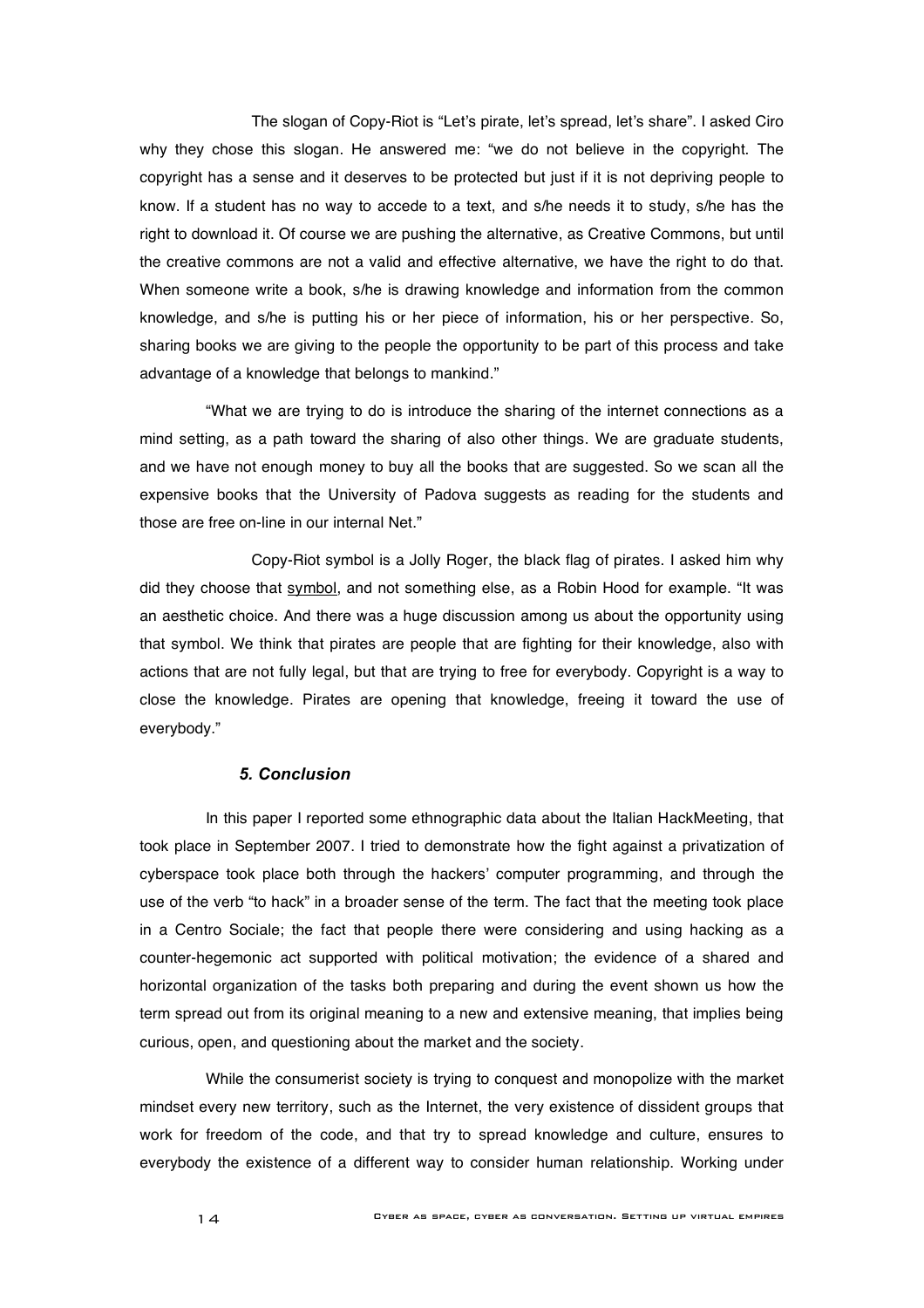The slogan of Copy-Riot is "Let's pirate, let's spread, let's share". I asked Ciro why they chose this slogan. He answered me: "we do not believe in the copyright. The copyright has a sense and it deserves to be protected but just if it is not depriving people to know. If a student has no way to accede to a text, and s/he needs it to study, s/he has the right to download it. Of course we are pushing the alternative, as Creative Commons, but until the creative commons are not a valid and effective alternative, we have the right to do that. When someone write a book, s/he is drawing knowledge and information from the common knowledge, and s/he is putting his or her piece of information, his or her perspective. So, sharing books we are giving to the people the opportunity to be part of this process and take advantage of a knowledge that belongs to mankind."

"What we are trying to do is introduce the sharing of the internet connections as a mind setting, as a path toward the sharing of also other things. We are graduate students, and we have not enough money to buy all the books that are suggested. So we scan all the expensive books that the University of Padova suggests as reading for the students and those are free on-line in our internal Net."

Copy-Riot symbol is a Jolly Roger, the black flag of pirates. I asked him why did they choose that symbol, and not something else, as a Robin Hood for example. "It was an aesthetic choice. And there was a huge discussion among us about the opportunity using that symbol. We think that pirates are people that are fighting for their knowledge, also with actions that are not fully legal, but that are trying to free for everybody. Copyright is a way to close the knowledge. Pirates are opening that knowledge, freeing it toward the use of everybody."

### *5. Conclusion*

In this paper I reported some ethnographic data about the Italian HackMeeting, that took place in September 2007. I tried to demonstrate how the fight against a privatization of cyberspace took place both through the hackers' computer programming, and through the use of the verb "to hack" in a broader sense of the term. The fact that the meeting took place in a Centro Sociale; the fact that people there were considering and using hacking as a counter-hegemonic act supported with political motivation; the evidence of a shared and horizontal organization of the tasks both preparing and during the event shown us how the term spread out from its original meaning to a new and extensive meaning, that implies being curious, open, and questioning about the market and the society.

While the consumerist society is trying to conquest and monopolize with the market mindset every new territory, such as the Internet, the very existence of dissident groups that work for freedom of the code, and that try to spread knowledge and culture, ensures to everybody the existence of a different way to consider human relationship. Working under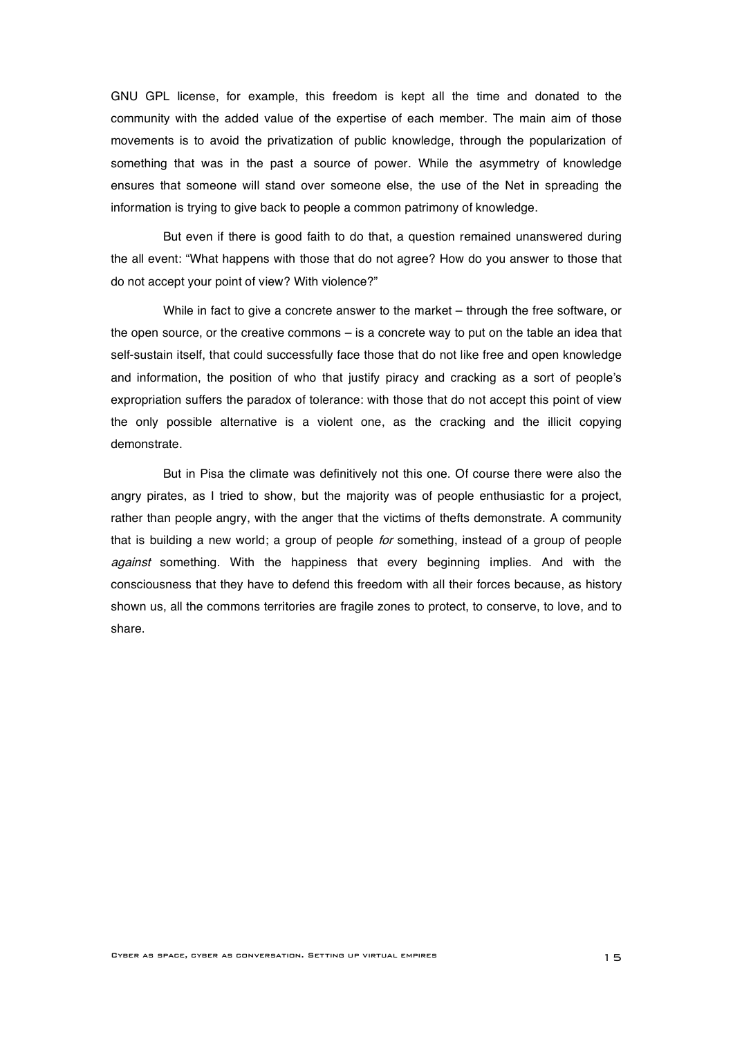GNU GPL license, for example, this freedom is kept all the time and donated to the community with the added value of the expertise of each member. The main aim of those movements is to avoid the privatization of public knowledge, through the popularization of something that was in the past a source of power. While the asymmetry of knowledge ensures that someone will stand over someone else, the use of the Net in spreading the information is trying to give back to people a common patrimony of knowledge.

But even if there is good faith to do that, a question remained unanswered during the all event: "What happens with those that do not agree? How do you answer to those that do not accept your point of view? With violence?"

While in fact to give a concrete answer to the market – through the free software, or the open source, or the creative commons – is a concrete way to put on the table an idea that self-sustain itself, that could successfully face those that do not like free and open knowledge and information, the position of who that justify piracy and cracking as a sort of people's expropriation suffers the paradox of tolerance: with those that do not accept this point of view the only possible alternative is a violent one, as the cracking and the illicit copying demonstrate.

But in Pisa the climate was definitively not this one. Of course there were also the angry pirates, as I tried to show, but the majority was of people enthusiastic for a project, rather than people angry, with the anger that the victims of thefts demonstrate. A community that is building a new world; a group of people *for* something, instead of a group of people *against* something. With the happiness that every beginning implies. And with the consciousness that they have to defend this freedom with all their forces because, as history shown us, all the commons territories are fragile zones to protect, to conserve, to love, and to share.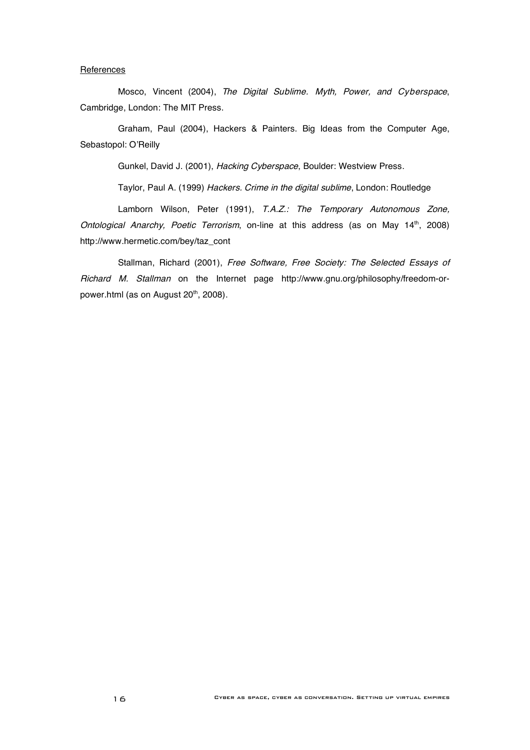References

Mosco, Vincent (2004), *The Digital Sublime. Myth, Power, and Cyberspace*, Cambridge, London: The MIT Press.

Graham, Paul (2004), Hackers & Painters. Big Ideas from the Computer Age, Sebastopol: O'Reilly

Gunkel, David J. (2001), *Hacking Cyberspace*, Boulder: Westview Press.

Taylor, Paul A. (1999) *Hackers. Crime in the digital sublime*, London: Routledge

Lamborn Wilson, Peter (1991), *T.A.Z.: The Temporary Autonomous Zone, Ontological Anarchy, Poetic Terrorism*, on-line at this address (as on May 14th, 2008) http://www.hermetic.com/bey/taz_cont

Stallman, Richard (2001), *Free Software, Free Society: The Selected Essays of Richard M. Stallman* on the Internet page http://www.gnu.org/philosophy/freedom-or-power.html (as on August 20th, 2008).